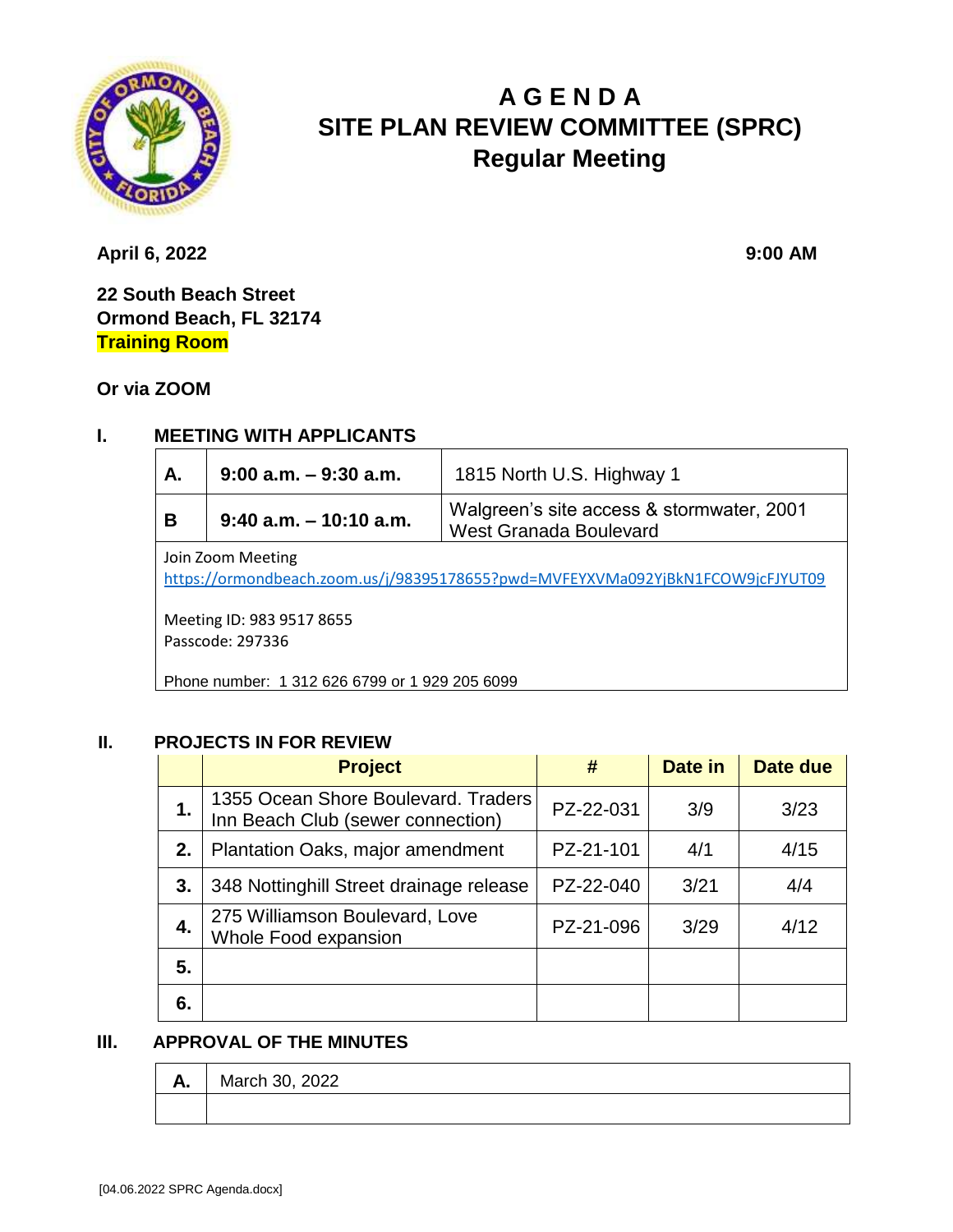# A G E N D A
# SITE PLAN REVIEW COMMITTEE (SPRC)
## Regular Meeting

**April 6, 2022** **9:00 AM**

**22 South Beach Street**
**Ormond Beach, FL 32174**
**Training Room**

**Or via ZOOM**

## I. MEETING WITH APPLICANTS

| | | |
|---|---|---|
| **A.** | **9:00 a.m. – 9:30 a.m.** | 1815 North U.S. Highway 1 |
| **B** | **9:40 a.m. – 10:10 a.m.** | Walgreen's site access & stormwater, 2001 West Granada Boulevard |

Join Zoom Meeting
https://ormondbeach.zoom.us/j/98395178655?pwd=MVFEYXVMa092YjBkN1FCOW9jcFJYUT09

Meeting ID: 983 9517 8655
Passcode: 297336

Phone number: 1 312 626 6799 or 1 929 205 6099

## II. PROJECTS IN FOR REVIEW

| | Project | # | Date in | Date due |
|---|---|---|---|---|
| **1.** | 1355 Ocean Shore Boulevard. Traders Inn Beach Club (sewer connection) | PZ-22-031 | 3/9 | 3/23 |
| **2.** | Plantation Oaks, major amendment | PZ-21-101 | 4/1 | 4/15 |
| **3.** | 348 Nottinghill Street drainage release | PZ-22-040 | 3/21 | 4/4 |
| **4.** | 275 Williamson Boulevard, Love Whole Food expansion | PZ-21-096 | 3/29 | 4/12 |
| **5.** | | | | |
| **6.** | | | | |

## III. APPROVAL OF THE MINUTES

| | |
|---|---|
| **A.** | March 30, 2022 |
| | |

[04.06.2022 SPRC Agenda.docx]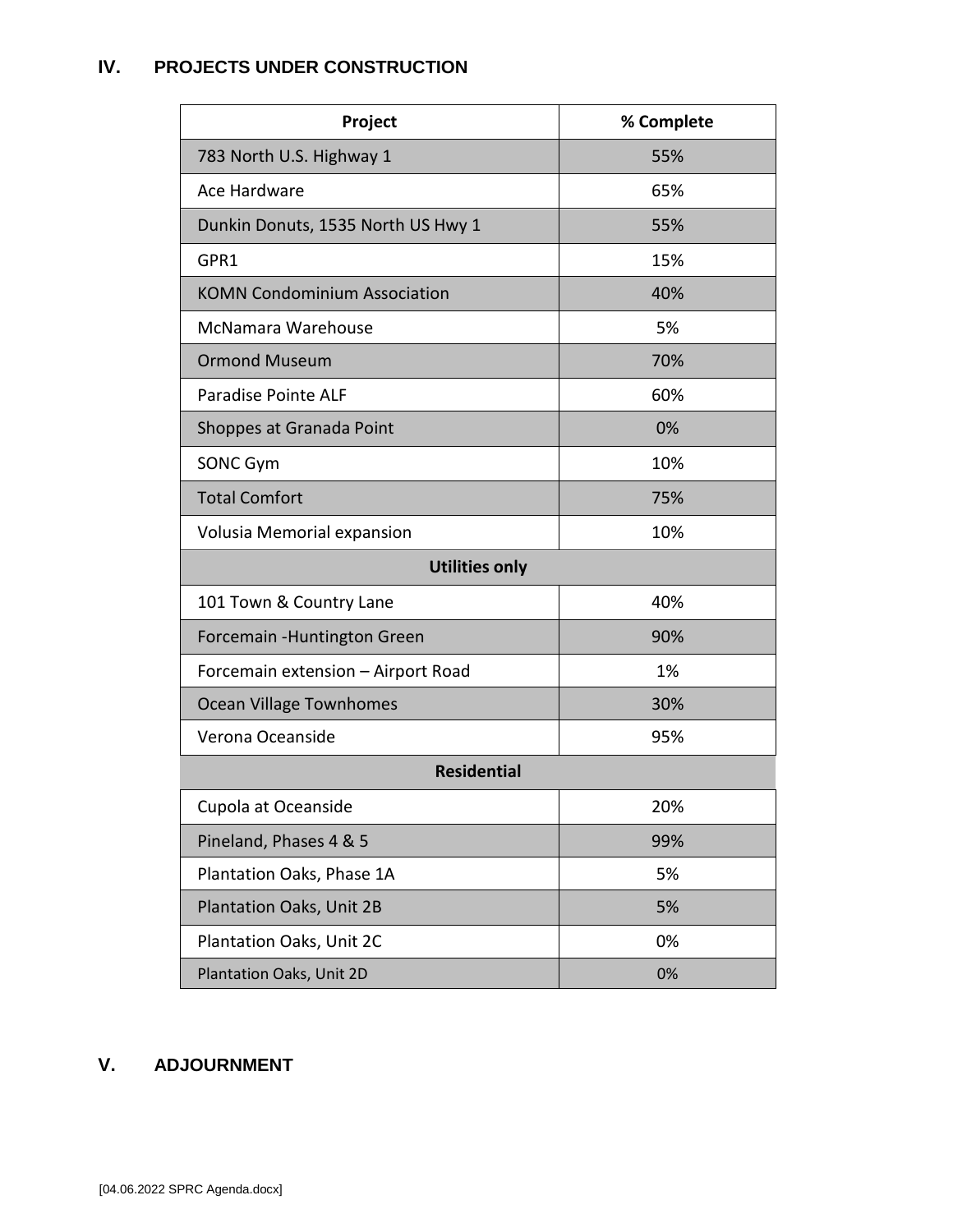## IV. PROJECTS UNDER CONSTRUCTION

| Project | % Complete |
|---|---|
| 783 North U.S. Highway 1 | 55% |
| Ace Hardware | 65% |
| Dunkin Donuts, 1535 North US Hwy 1 | 55% |
| GPR1 | 15% |
| KOMN Condominium Association | 40% |
| McNamara Warehouse | 5% |
| Ormond Museum | 70% |
| Paradise Pointe ALF | 60% |
| Shoppes at Granada Point | 0% |
| SONC Gym | 10% |
| Total Comfort | 75% |
| Volusia Memorial expansion | 10% |
| **Utilities only** | |
| 101 Town & Country Lane | 40% |
| Forcemain -Huntington Green | 90% |
| Forcemain extension – Airport Road | 1% |
| Ocean Village Townhomes | 30% |
| Verona Oceanside | 95% |
| **Residential** | |
| Cupola at Oceanside | 20% |
| Pineland, Phases 4 & 5 | 99% |
| Plantation Oaks, Phase 1A | 5% |
| Plantation Oaks, Unit 2B | 5% |
| Plantation Oaks, Unit 2C | 0% |
| Plantation Oaks, Unit 2D | 0% |

## V. ADJOURNMENT

[04.06.2022 SPRC Agenda.docx]